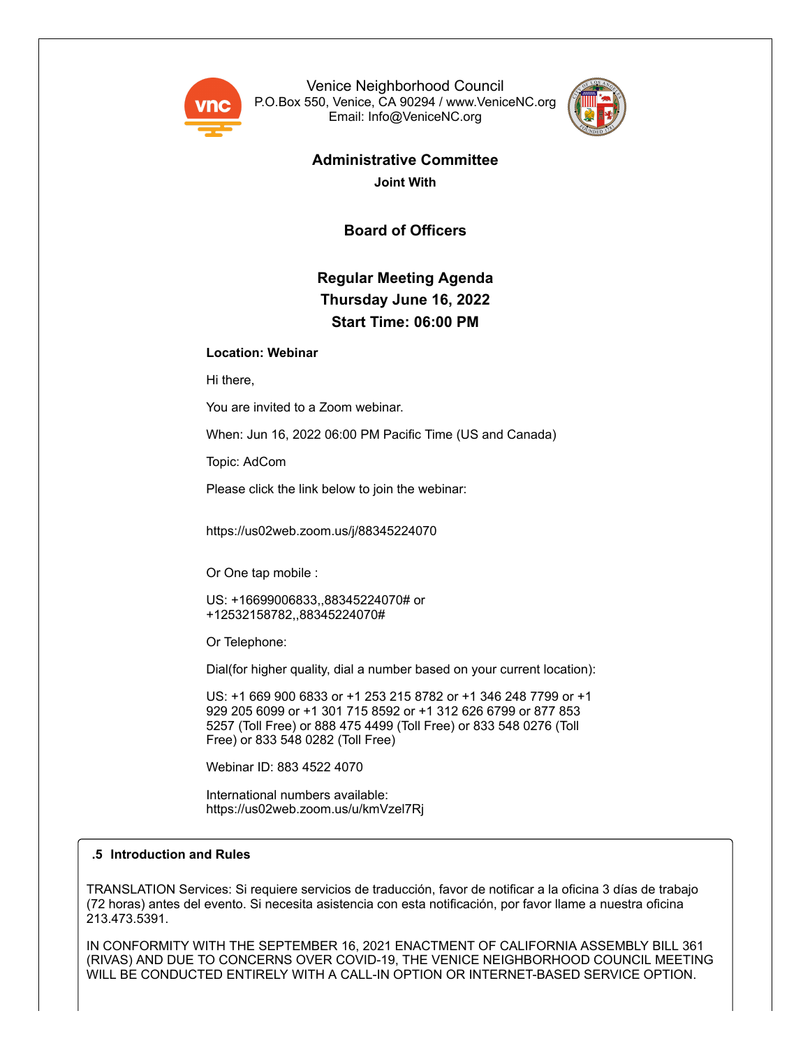Venice Neighborhood Council
P.O.Box 550, Venice, CA 90294 / www.VeniceNC.org
Email: Info@VeniceNC.org

# Administrative Committee

**Joint With**

## Board of Officers

## Regular Meeting Agenda
## Thursday June 16, 2022
## Start Time: 06:00 PM

**Location: Webinar**

Hi there,

You are invited to a Zoom webinar.

When: Jun 16, 2022 06:00 PM Pacific Time (US and Canada)

Topic: AdCom

Please click the link below to join the webinar:

https://us02web.zoom.us/j/88345224070

Or One tap mobile :

US: +16699006833,,88345224070# or +12532158782,,88345224070#

Or Telephone:

Dial(for higher quality, dial a number based on your current location):

US: +1 669 900 6833 or +1 253 215 8782 or +1 346 248 7799 or +1 929 205 6099 or +1 301 715 8592 or +1 312 626 6799 or 877 853 5257 (Toll Free) or 888 475 4499 (Toll Free) or 833 548 0276 (Toll Free) or 833 548 0282 (Toll Free)

Webinar ID: 883 4522 4070

International numbers available: https://us02web.zoom.us/u/kmVzel7Rj

### .5 Introduction and Rules

TRANSLATION Services: Si requiere servicios de traducción, favor de notificar a la oficina 3 días de trabajo (72 horas) antes del evento. Si necesita asistencia con esta notificación, por favor llame a nuestra oficina 213.473.5391.

IN CONFORMITY WITH THE SEPTEMBER 16, 2021 ENACTMENT OF CALIFORNIA ASSEMBLY BILL 361 (RIVAS) AND DUE TO CONCERNS OVER COVID-19, THE VENICE NEIGHBORHOOD COUNCIL MEETING WILL BE CONDUCTED ENTIRELY WITH A CALL-IN OPTION OR INTERNET-BASED SERVICE OPTION.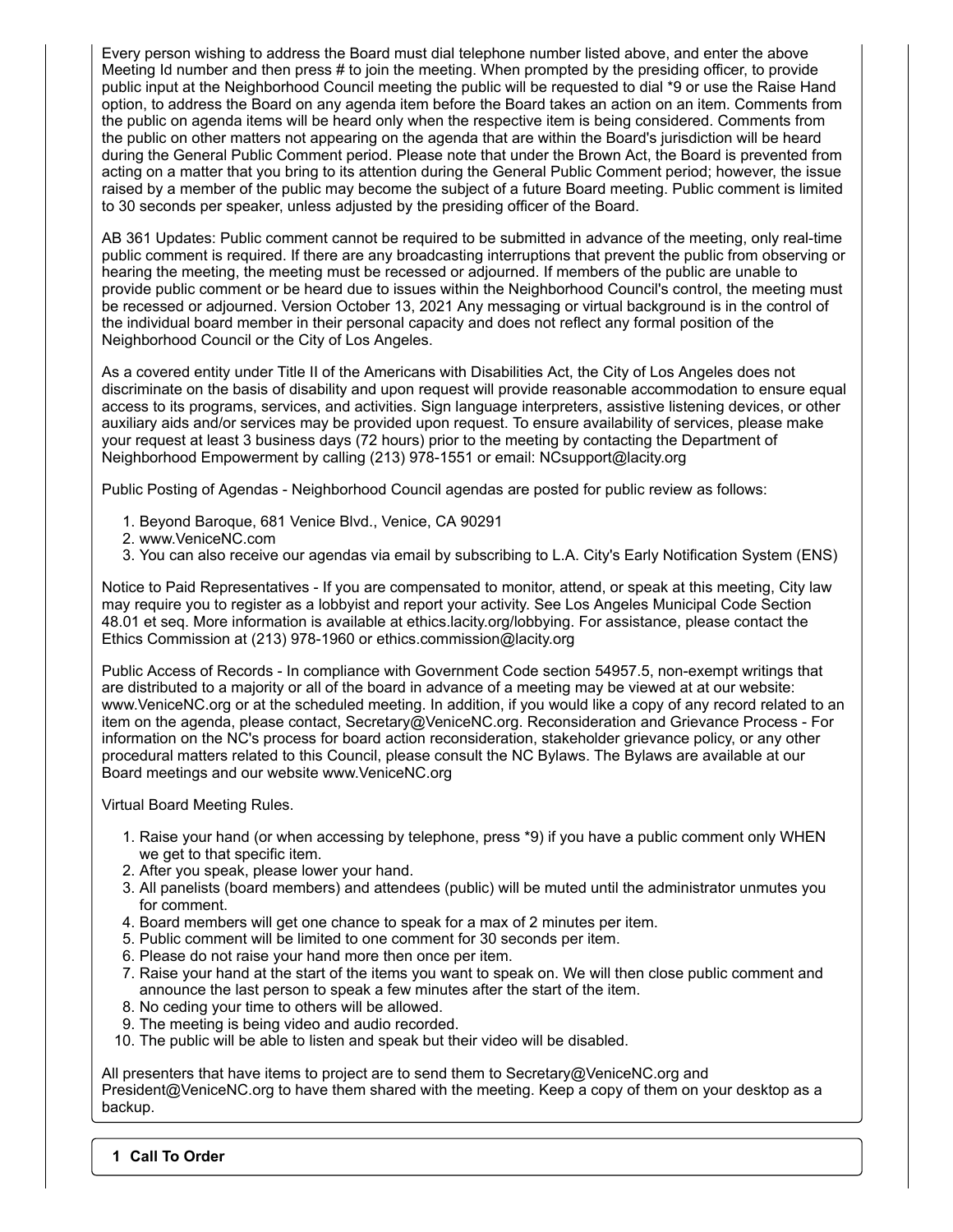Every person wishing to address the Board must dial telephone number listed above, and enter the above Meeting Id number and then press # to join the meeting. When prompted by the presiding officer, to provide public input at the Neighborhood Council meeting the public will be requested to dial *9 or use the Raise Hand option, to address the Board on any agenda item before the Board takes an action on an item. Comments from the public on agenda items will be heard only when the respective item is being considered. Comments from the public on other matters not appearing on the agenda that are within the Board's jurisdiction will be heard during the General Public Comment period. Please note that under the Brown Act, the Board is prevented from acting on a matter that you bring to its attention during the General Public Comment period; however, the issue raised by a member of the public may become the subject of a future Board meeting. Public comment is limited to 30 seconds per speaker, unless adjusted by the presiding officer of the Board.

AB 361 Updates: Public comment cannot be required to be submitted in advance of the meeting, only real-time public comment is required. If there are any broadcasting interruptions that prevent the public from observing or hearing the meeting, the meeting must be recessed or adjourned. If members of the public are unable to provide public comment or be heard due to issues within the Neighborhood Council's control, the meeting must be recessed or adjourned. Version October 13, 2021 Any messaging or virtual background is in the control of the individual board member in their personal capacity and does not reflect any formal position of the Neighborhood Council or the City of Los Angeles.

As a covered entity under Title II of the Americans with Disabilities Act, the City of Los Angeles does not discriminate on the basis of disability and upon request will provide reasonable accommodation to ensure equal access to its programs, services, and activities. Sign language interpreters, assistive listening devices, or other auxiliary aids and/or services may be provided upon request. To ensure availability of services, please make your request at least 3 business days (72 hours) prior to the meeting by contacting the Department of Neighborhood Empowerment by calling (213) 978-1551 or email: NCsupport@lacity.org

Public Posting of Agendas - Neighborhood Council agendas are posted for public review as follows:

1. Beyond Baroque, 681 Venice Blvd., Venice, CA 90291
2. www.VeniceNC.com
3. You can also receive our agendas via email by subscribing to L.A. City's Early Notification System (ENS)

Notice to Paid Representatives - If you are compensated to monitor, attend, or speak at this meeting, City law may require you to register as a lobbyist and report your activity. See Los Angeles Municipal Code Section 48.01 et seq. More information is available at ethics.lacity.org/lobbying. For assistance, please contact the Ethics Commission at (213) 978-1960 or ethics.commission@lacity.org

Public Access of Records - In compliance with Government Code section 54957.5, non-exempt writings that are distributed to a majority or all of the board in advance of a meeting may be viewed at at our website: www.VeniceNC.org or at the scheduled meeting. In addition, if you would like a copy of any record related to an item on the agenda, please contact, Secretary@VeniceNC.org. Reconsideration and Grievance Process - For information on the NC's process for board action reconsideration, stakeholder grievance policy, or any other procedural matters related to this Council, please consult the NC Bylaws. The Bylaws are available at our Board meetings and our website www.VeniceNC.org

Virtual Board Meeting Rules.

1. Raise your hand (or when accessing by telephone, press *9) if you have a public comment only WHEN we get to that specific item.
2. After you speak, please lower your hand.
3. All panelists (board members) and attendees (public) will be muted until the administrator unmutes you for comment.
4. Board members will get one chance to speak for a max of 2 minutes per item.
5. Public comment will be limited to one comment for 30 seconds per item.
6. Please do not raise your hand more then once per item.
7. Raise your hand at the start of the items you want to speak on. We will then close public comment and announce the last person to speak a few minutes after the start of the item.
8. No ceding your time to others will be allowed.
9. The meeting is being video and audio recorded.
10. The public will be able to listen and speak but their video will be disabled.

All presenters that have items to project are to send them to Secretary@VeniceNC.org and President@VeniceNC.org to have them shared with the meeting. Keep a copy of them on your desktop as a backup.

## 1 Call To Order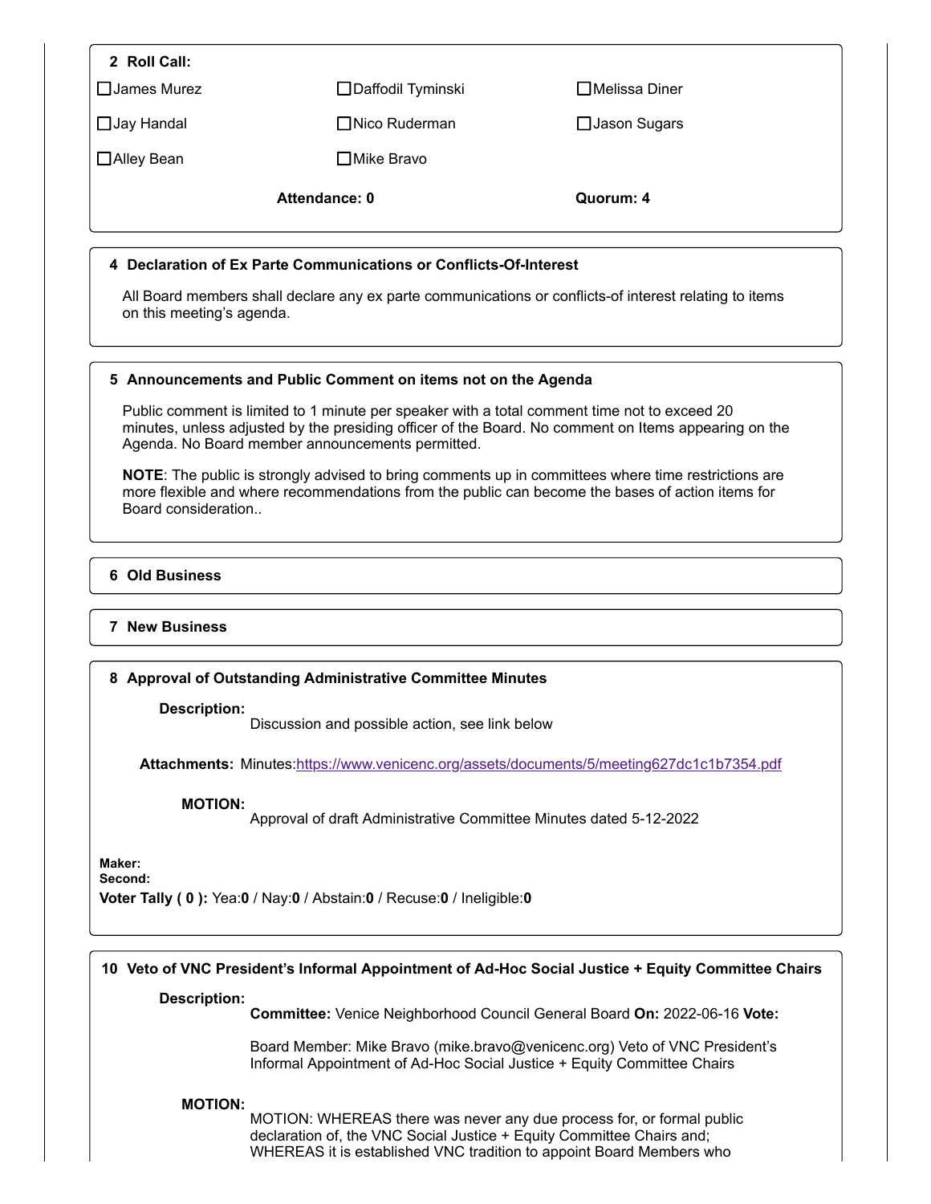## 2 Roll Call:

- ☐ James Murez
- ☐ Daffodil Tyminski
- ☐ Melissa Diner
- ☐ Jay Handal
- ☐ Nico Ruderman
- ☐ Jason Sugars
- ☐ Alley Bean
- ☐ Mike Bravo

**Attendance: 0** **Quorum: 4**

## 4 Declaration of Ex Parte Communications or Conflicts-Of-Interest

All Board members shall declare any ex parte communications or conflicts-of interest relating to items on this meeting's agenda.

## 5 Announcements and Public Comment on items not on the Agenda

Public comment is limited to 1 minute per speaker with a total comment time not to exceed 20 minutes, unless adjusted by the presiding officer of the Board. No comment on Items appearing on the Agenda. No Board member announcements permitted.

**NOTE**: The public is strongly advised to bring comments up in committees where time restrictions are more flexible and where recommendations from the public can become the bases of action items for Board consideration..

## 6 Old Business

## 7 New Business

## 8 Approval of Outstanding Administrative Committee Minutes

**Description:**
Discussion and possible action, see link below

**Attachments:** Minutes:https://www.venicenc.org/assets/documents/5/meeting627dc1c1b7354.pdf

**MOTION:**
Approval of draft Administrative Committee Minutes dated 5-12-2022

**Maker:**
**Second:**
**Voter Tally ( 0 ):** Yea:**0** / Nay:**0** / Abstain:**0** / Recuse:**0** / Ineligible:**0**

## 10 Veto of VNC President's Informal Appointment of Ad-Hoc Social Justice + Equity Committee Chairs

**Description:**
**Committee:** Venice Neighborhood Council General Board **On:** 2022-06-16 **Vote:**

Board Member: Mike Bravo (mike.bravo@venicenc.org) Veto of VNC President's Informal Appointment of Ad-Hoc Social Justice + Equity Committee Chairs

**MOTION:**
MOTION: WHEREAS there was never any due process for, or formal public declaration of, the VNC Social Justice + Equity Committee Chairs and;
WHEREAS it is established VNC tradition to appoint Board Members who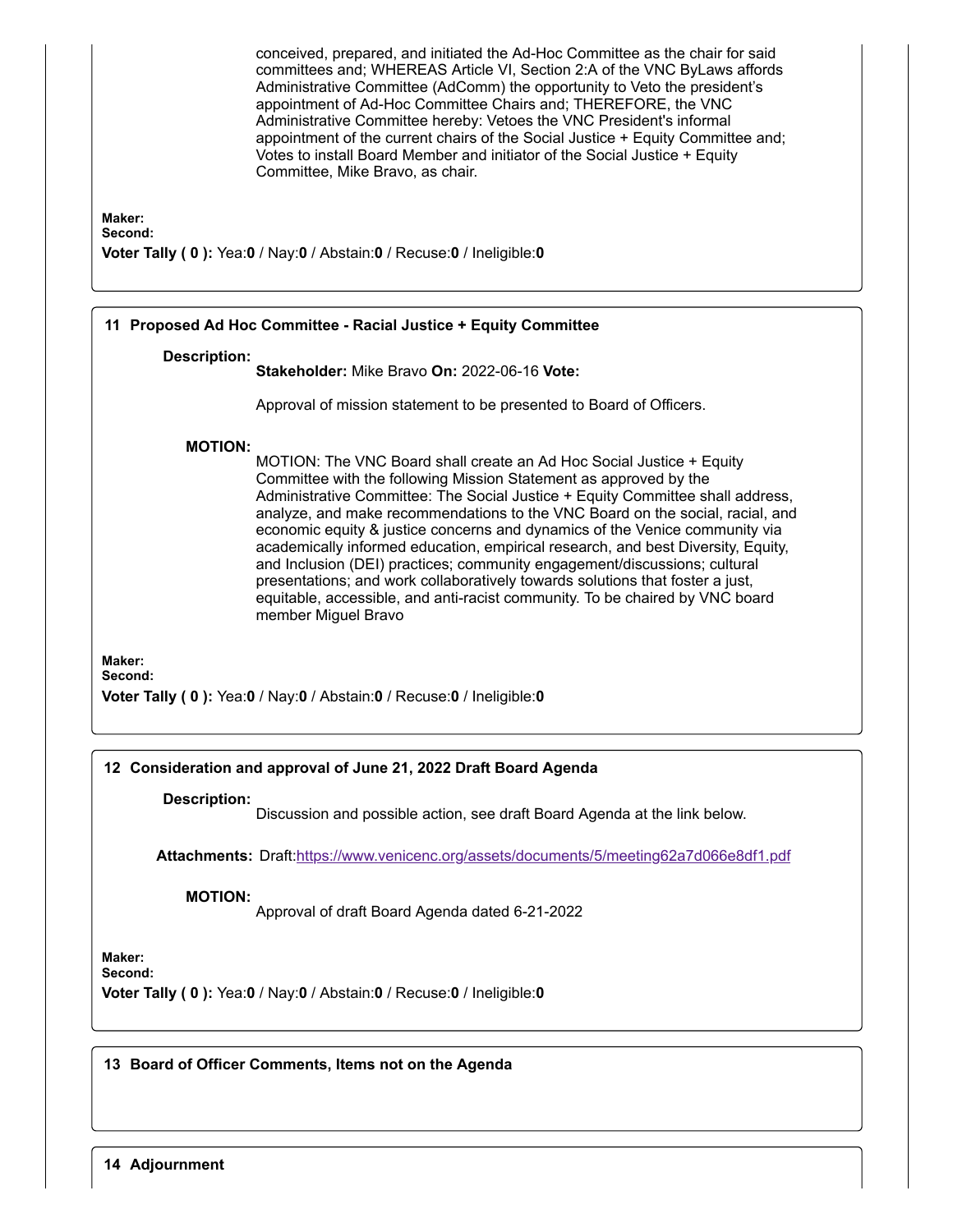conceived, prepared, and initiated the Ad-Hoc Committee as the chair for said committees and; WHEREAS Article VI, Section 2:A of the VNC ByLaws affords Administrative Committee (AdComm) the opportunity to Veto the president's appointment of Ad-Hoc Committee Chairs and; THEREFORE, the VNC Administrative Committee hereby: Vetoes the VNC President's informal appointment of the current chairs of the Social Justice + Equity Committee and; Votes to install Board Member and initiator of the Social Justice + Equity Committee, Mike Bravo, as chair.

**Maker:**
**Second:**
**Voter Tally ( 0 ):** Yea:**0** / Nay:**0** / Abstain:**0** / Recuse:**0** / Ineligible:**0**

### 11 Proposed Ad Hoc Committee - Racial Justice + Equity Committee

**Description:**
**Stakeholder:** Mike Bravo **On:** 2022-06-16 **Vote:**

Approval of mission statement to be presented to Board of Officers.

**MOTION:**
MOTION: The VNC Board shall create an Ad Hoc Social Justice + Equity Committee with the following Mission Statement as approved by the Administrative Committee: The Social Justice + Equity Committee shall address, analyze, and make recommendations to the VNC Board on the social, racial, and economic equity & justice concerns and dynamics of the Venice community via academically informed education, empirical research, and best Diversity, Equity, and Inclusion (DEI) practices; community engagement/discussions; cultural presentations; and work collaboratively towards solutions that foster a just, equitable, accessible, and anti-racist community. To be chaired by VNC board member Miguel Bravo

**Maker:**
**Second:**
**Voter Tally ( 0 ):** Yea:**0** / Nay:**0** / Abstain:**0** / Recuse:**0** / Ineligible:**0**

### 12 Consideration and approval of June 21, 2022 Draft Board Agenda

**Description:**
Discussion and possible action, see draft Board Agenda at the link below.

**Attachments:** Draft:https://www.venicenc.org/assets/documents/5/meeting62a7d066e8df1.pdf

**MOTION:**
Approval of draft Board Agenda dated 6-21-2022

**Maker:**
**Second:**
**Voter Tally ( 0 ):** Yea:**0** / Nay:**0** / Abstain:**0** / Recuse:**0** / Ineligible:**0**

### 13 Board of Officer Comments, Items not on the Agenda

### 14 Adjournment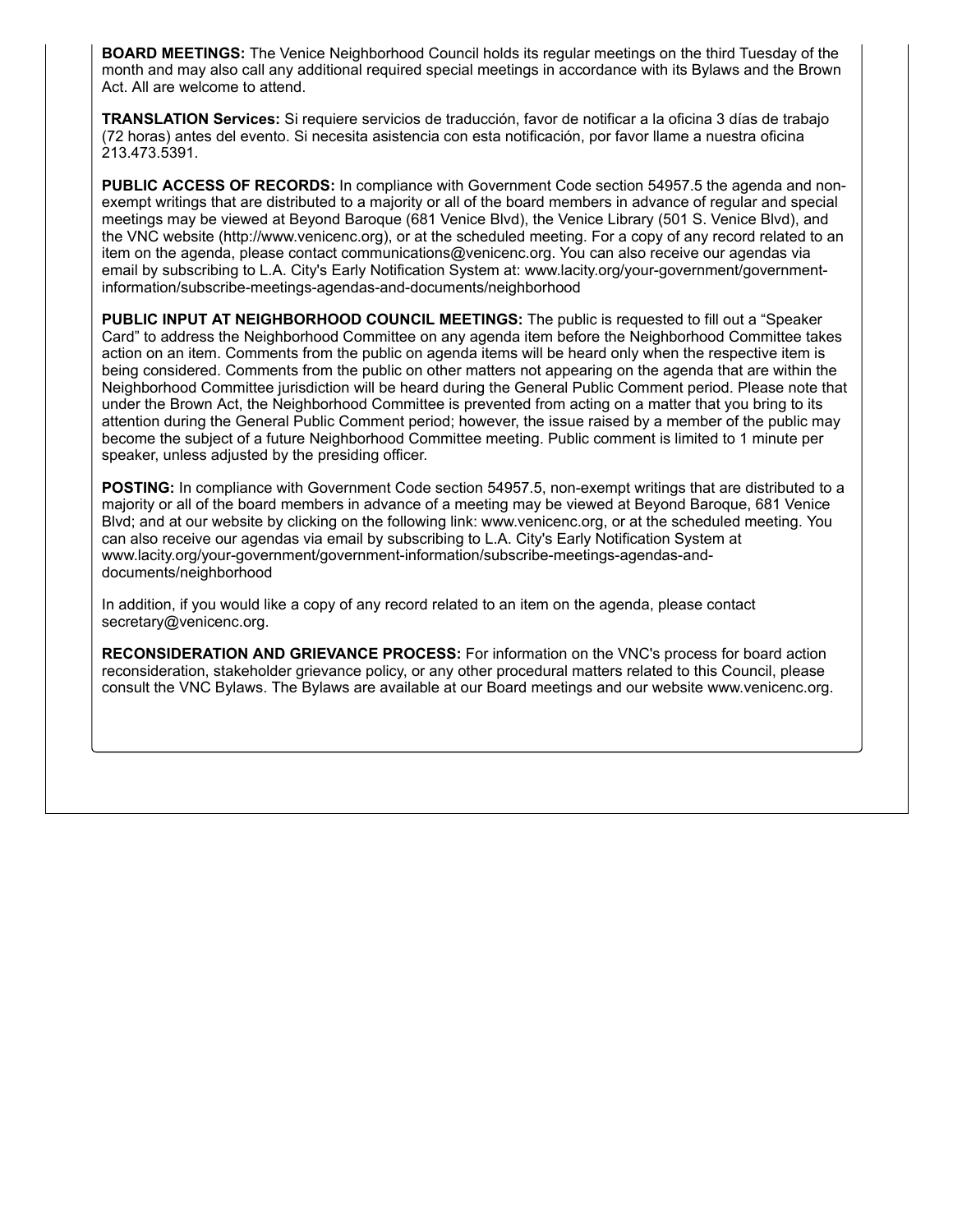**BOARD MEETINGS:** The Venice Neighborhood Council holds its regular meetings on the third Tuesday of the month and may also call any additional required special meetings in accordance with its Bylaws and the Brown Act. All are welcome to attend.

**TRANSLATION Services:** Si requiere servicios de traducción, favor de notificar a la oficina 3 días de trabajo (72 horas) antes del evento. Si necesita asistencia con esta notificación, por favor llame a nuestra oficina 213.473.5391.

**PUBLIC ACCESS OF RECORDS:** In compliance with Government Code section 54957.5 the agenda and non-exempt writings that are distributed to a majority or all of the board members in advance of regular and special meetings may be viewed at Beyond Baroque (681 Venice Blvd), the Venice Library (501 S. Venice Blvd), and the VNC website (http://www.venicenc.org), or at the scheduled meeting. For a copy of any record related to an item on the agenda, please contact communications@venicenc.org. You can also receive our agendas via email by subscribing to L.A. City's Early Notification System at: www.lacity.org/your-government/government-information/subscribe-meetings-agendas-and-documents/neighborhood

**PUBLIC INPUT AT NEIGHBORHOOD COUNCIL MEETINGS:** The public is requested to fill out a "Speaker Card" to address the Neighborhood Committee on any agenda item before the Neighborhood Committee takes action on an item. Comments from the public on agenda items will be heard only when the respective item is being considered. Comments from the public on other matters not appearing on the agenda that are within the Neighborhood Committee jurisdiction will be heard during the General Public Comment period. Please note that under the Brown Act, the Neighborhood Committee is prevented from acting on a matter that you bring to its attention during the General Public Comment period; however, the issue raised by a member of the public may become the subject of a future Neighborhood Committee meeting. Public comment is limited to 1 minute per speaker, unless adjusted by the presiding officer.

**POSTING:** In compliance with Government Code section 54957.5, non-exempt writings that are distributed to a majority or all of the board members in advance of a meeting may be viewed at Beyond Baroque, 681 Venice Blvd; and at our website by clicking on the following link: www.venicenc.org, or at the scheduled meeting. You can also receive our agendas via email by subscribing to L.A. City's Early Notification System at www.lacity.org/your-government/government-information/subscribe-meetings-agendas-and-documents/neighborhood

In addition, if you would like a copy of any record related to an item on the agenda, please contact secretary@venicenc.org.

**RECONSIDERATION AND GRIEVANCE PROCESS:** For information on the VNC's process for board action reconsideration, stakeholder grievance policy, or any other procedural matters related to this Council, please consult the VNC Bylaws. The Bylaws are available at our Board meetings and our website www.venicenc.org.